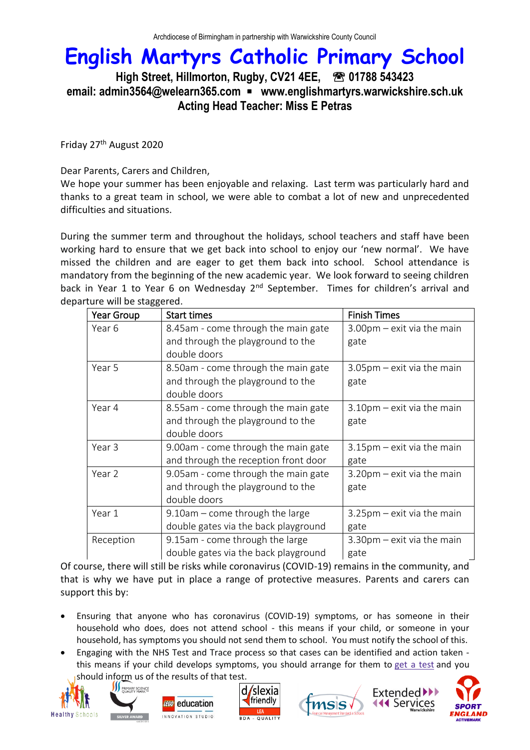Archdiocese of Birmingham in partnership with Warwickshire County Council

# English Martyrs Catholic Primary School

**High Street, Hillmorton, Rugby, CV21 4EE, ☎ 01788 543423**
**email: admin3564@welearn365.com ▪ www.englishmartyrs.warwickshire.sch.uk**
**Acting Head Teacher: Miss E Petras**

Friday 27th August 2020

Dear Parents, Carers and Children,

We hope your summer has been enjoyable and relaxing. Last term was particularly hard and thanks to a great team in school, we were able to combat a lot of new and unprecedented difficulties and situations.

During the summer term and throughout the holidays, school teachers and staff have been working hard to ensure that we get back into school to enjoy our 'new normal'. We have missed the children and are eager to get them back into school. School attendance is mandatory from the beginning of the new academic year. We look forward to seeing children back in Year 1 to Year 6 on Wednesday 2nd September. Times for children's arrival and departure will be staggered.

| Year Group | Start times | Finish Times |
|---|---|---|
| Year 6 | 8.45am - come through the main gate and through the playground to the double doors | 3.00pm – exit via the main gate |
| Year 5 | 8.50am - come through the main gate and through the playground to the double doors | 3.05pm – exit via the main gate |
| Year 4 | 8.55am - come through the main gate and through the playground to the double doors | 3.10pm – exit via the main gate |
| Year 3 | 9.00am - come through the main gate and through the reception front door | 3.15pm – exit via the main gate |
| Year 2 | 9.05am - come through the main gate and through the playground to the double doors | 3.20pm – exit via the main gate |
| Year 1 | 9.10am – come through the large double gates via the back playground | 3.25pm – exit via the main gate |
| Reception | 9.15am - come through the large double gates via the back playground | 3.30pm – exit via the main gate |

Of course, there will still be risks while coronavirus (COVID-19) remains in the community, and that is why we have put in place a range of protective measures. Parents and carers can support this by:

- Ensuring that anyone who has coronavirus (COVID-19) symptoms, or has someone in their household who does, does not attend school - this means if your child, or someone in your household, has symptoms you should not send them to school. You must notify the school of this.
- Engaging with the NHS Test and Trace process so that cases can be identified and action taken - this means if your child develops symptoms, you should arrange for them to get a test and you should inform us of the results of that test.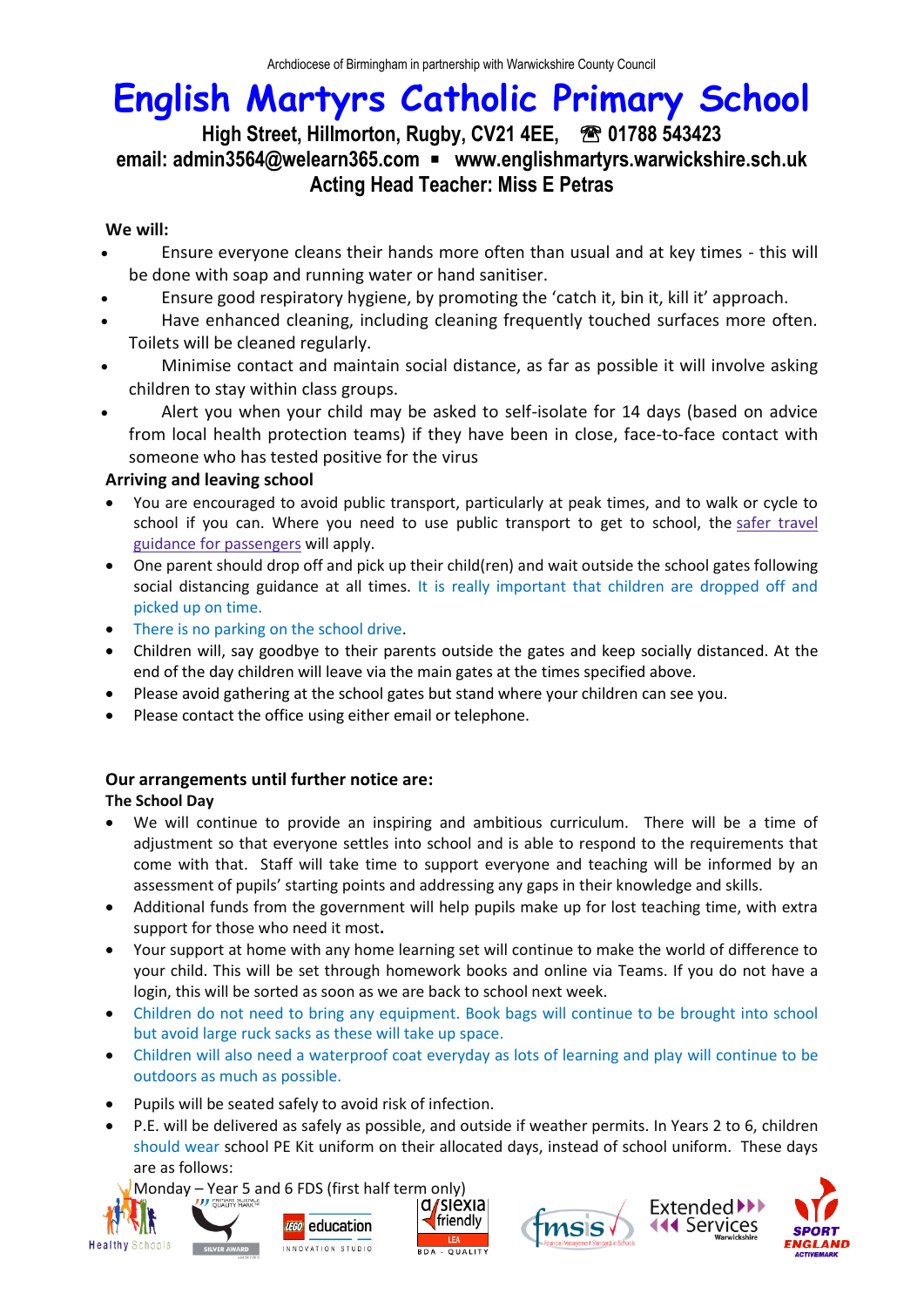Archdiocese of Birmingham in partnership with Warwickshire County Council

# English Martyrs Catholic Primary School

**High Street, Hillmorton, Rugby, CV21 4EE, ☎ 01788 543423**
**email: admin3564@welearn365.com ▪ www.englishmartyrs.warwickshire.sch.uk**
**Acting Head Teacher: Miss E Petras**

**We will:**

- Ensure everyone cleans their hands more often than usual and at key times - this will be done with soap and running water or hand sanitiser.
- Ensure good respiratory hygiene, by promoting the 'catch it, bin it, kill it' approach.
- Have enhanced cleaning, including cleaning frequently touched surfaces more often. Toilets will be cleaned regularly.
- Minimise contact and maintain social distance, as far as possible it will involve asking children to stay within class groups.
- Alert you when your child may be asked to self-isolate for 14 days (based on advice from local health protection teams) if they have been in close, face-to-face contact with someone who has tested positive for the virus

**Arriving and leaving school**

- You are encouraged to avoid public transport, particularly at peak times, and to walk or cycle to school if you can. Where you need to use public transport to get to school, the safer travel guidance for passengers will apply.
- One parent should drop off and pick up their child(ren) and wait outside the school gates following social distancing guidance at all times. It is really important that children are dropped off and picked up on time.
- There is no parking on the school drive.
- Children will, say goodbye to their parents outside the gates and keep socially distanced. At the end of the day children will leave via the main gates at the times specified above.
- Please avoid gathering at the school gates but stand where your children can see you.
- Please contact the office using either email or telephone.

**Our arrangements until further notice are:**

**The School Day**

- We will continue to provide an inspiring and ambitious curriculum. There will be a time of adjustment so that everyone settles into school and is able to respond to the requirements that come with that. Staff will take time to support everyone and teaching will be informed by an assessment of pupils' starting points and addressing any gaps in their knowledge and skills.
- Additional funds from the government will help pupils make up for lost teaching time, with extra support for those who need it most.
- Your support at home with any home learning set will continue to make the world of difference to your child. This will be set through homework books and online via Teams. If you do not have a login, this will be sorted as soon as we are back to school next week.
- Children do not need to bring any equipment. Book bags will continue to be brought into school but avoid large ruck sacks as these will take up space.
- Children will also need a waterproof coat everyday as lots of learning and play will continue to be outdoors as much as possible.
- Pupils will be seated safely to avoid risk of infection.
- P.E. will be delivered as safely as possible, and outside if weather permits. In Years 2 to 6, children should wear school PE Kit uniform on their allocated days, instead of school uniform. These days are as follows:

Monday – Year 5 and 6 FDS (first half term only)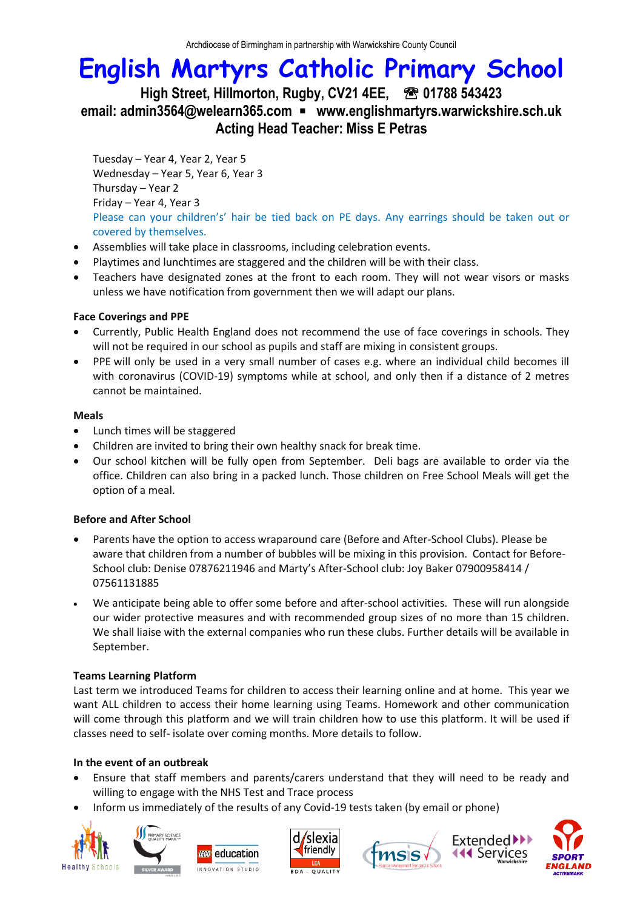Archdiocese of Birmingham in partnership with Warwickshire County Council

# English Martyrs Catholic Primary School

**High Street, Hillmorton, Rugby, CV21 4EE, ☎ 01788 543423**
**email: admin3564@welearn365.com ▪ www.englishmartyrs.warwickshire.sch.uk**
**Acting Head Teacher: Miss E Petras**

Tuesday – Year 4, Year 2, Year 5
Wednesday – Year 5, Year 6, Year 3
Thursday – Year 2
Friday – Year 4, Year 3
Please can your children's' hair be tied back on PE days. Any earrings should be taken out or covered by themselves.

- Assemblies will take place in classrooms, including celebration events.
- Playtimes and lunchtimes are staggered and the children will be with their class.
- Teachers have designated zones at the front to each room. They will not wear visors or masks unless we have notification from government then we will adapt our plans.

**Face Coverings and PPE**

- Currently, Public Health England does not recommend the use of face coverings in schools. They will not be required in our school as pupils and staff are mixing in consistent groups.
- PPE will only be used in a very small number of cases e.g. where an individual child becomes ill with coronavirus (COVID-19) symptoms while at school, and only then if a distance of 2 metres cannot be maintained.

**Meals**

- Lunch times will be staggered
- Children are invited to bring their own healthy snack for break time.
- Our school kitchen will be fully open from September. Deli bags are available to order via the office. Children can also bring in a packed lunch. Those children on Free School Meals will get the option of a meal.

**Before and After School**

- Parents have the option to access wraparound care (Before and After-School Clubs). Please be aware that children from a number of bubbles will be mixing in this provision. Contact for Before-School club: Denise 07876211946 and Marty's After-School club: Joy Baker 07900958414 / 07561131885
- We anticipate being able to offer some before and after-school activities. These will run alongside our wider protective measures and with recommended group sizes of no more than 15 children. We shall liaise with the external companies who run these clubs. Further details will be available in September.

**Teams Learning Platform**

Last term we introduced Teams for children to access their learning online and at home. This year we want ALL children to access their home learning using Teams. Homework and other communication will come through this platform and we will train children how to use this platform. It will be used if classes need to self- isolate over coming months. More details to follow.

**In the event of an outbreak**

- Ensure that staff members and parents/carers understand that they will need to be ready and willing to engage with the NHS Test and Trace process
- Inform us immediately of the results of any Covid-19 tests taken (by email or phone)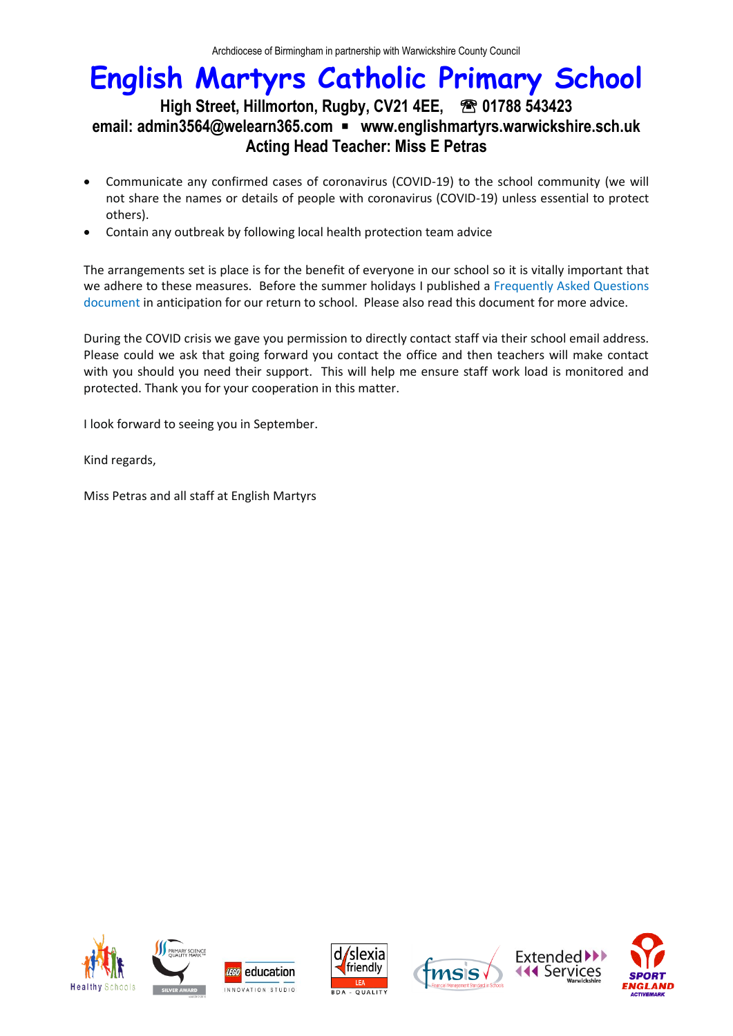- Communicate any confirmed cases of coronavirus (COVID-19) to the school community (we will not share the names or details of people with coronavirus (COVID-19) unless essential to protect others).
- Contain any outbreak by following local health protection team advice

The arrangements set is place is for the benefit of everyone in our school so it is vitally important that we adhere to these measures. Before the summer holidays I published a Frequently Asked Questions document in anticipation for our return to school. Please also read this document for more advice.

During the COVID crisis we gave you permission to directly contact staff via their school email address. Please could we ask that going forward you contact the office and then teachers will make contact with you should you need their support. This will help me ensure staff work load is monitored and protected. Thank you for your cooperation in this matter.

I look forward to seeing you in September.

Kind regards,

Miss Petras and all staff at English Martyrs